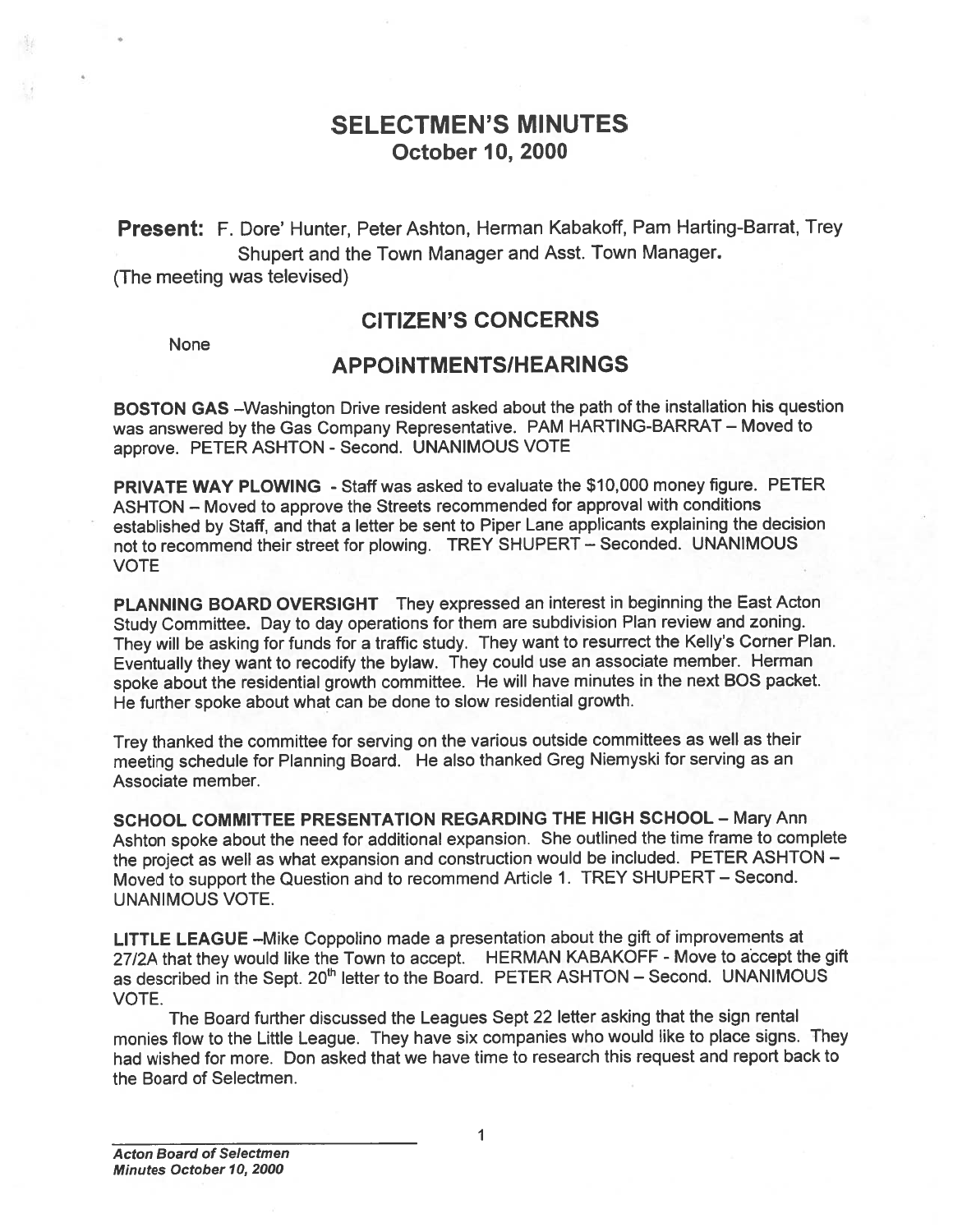# SELECTMEN'S MINUTES
## October 10, 2000

**Present:** F. Dore' Hunter, Peter Ashton, Herman Kabakoff, Pam Harting-Barrat, Trey Shupert and the Town Manager and Asst. Town Manager.

(The meeting was televised)

## CITIZEN'S CONCERNS

None

## APPOINTMENTS/HEARINGS

**BOSTON GAS** –Washington Drive resident asked about the path of the installation his question was answered by the Gas Company Representative. PAM HARTING-BARRAT – Moved to approve. PETER ASHTON - Second. UNANIMOUS VOTE

**PRIVATE WAY PLOWING** - Staff was asked to evaluate the $10,000 money figure. PETER ASHTON – Moved to approve the Streets recommended for approval with conditions established by Staff, and that a letter be sent to Piper Lane applicants explaining the decision not to recommend their street for plowing. TREY SHUPERT – Seconded. UNANIMOUS VOTE

**PLANNING BOARD OVERSIGHT** They expressed an interest in beginning the East Acton Study Committee. Day to day operations for them are subdivision Plan review and zoning. They will be asking for funds for a traffic study. They want to resurrect the Kelly's Corner Plan. Eventually they want to recodify the bylaw. They could use an associate member. Herman spoke about the residential growth committee. He will have minutes in the next BOS packet. He further spoke about what can be done to slow residential growth.

Trey thanked the committee for serving on the various outside committees as well as their meeting schedule for Planning Board. He also thanked Greg Niemyski for serving as an Associate member.

**SCHOOL COMMITTEE PRESENTATION REGARDING THE HIGH SCHOOL** – Mary Ann Ashton spoke about the need for additional expansion. She outlined the time frame to complete the project as well as what expansion and construction would be included. PETER ASHTON – Moved to support the Question and to recommend Article 1. TREY SHUPERT – Second. UNANIMOUS VOTE.

**LITTLE LEAGUE** –Mike Coppolino made a presentation about the gift of improvements at 27/2A that they would like the Town to accept. HERMAN KABAKOFF - Move to accept the gift as described in the Sept. 20th letter to the Board. PETER ASHTON – Second. UNANIMOUS VOTE.

The Board further discussed the Leagues Sept 22 letter asking that the sign rental monies flow to the Little League. They have six companies who would like to place signs. They had wished for more. Don asked that we have time to research this request and report back to the Board of Selectmen.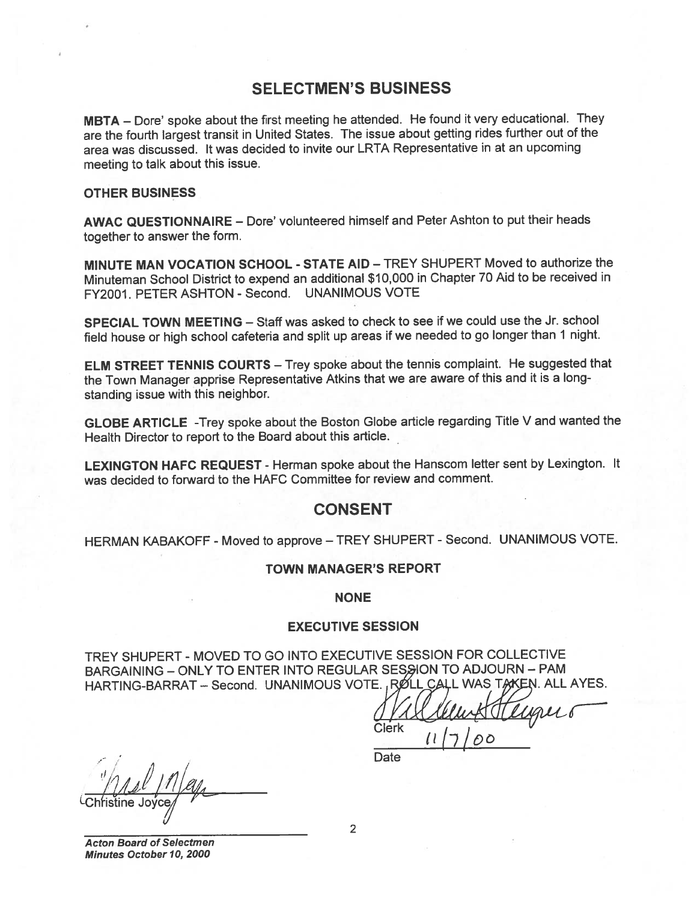## SELECTMEN'S BUSINESS

**MBTA** – Dore' spoke about the first meeting he attended. He found it very educational. They are the fourth largest transit in United States. The issue about getting rides further out of the area was discussed. It was decided to invite our LRTA Representative in at an upcoming meeting to talk about this issue.

**OTHER BUSINESS**

**AWAC QUESTIONNAIRE** – Dore' volunteered himself and Peter Ashton to put their heads together to answer the form.

**MINUTE MAN VOCATION SCHOOL - STATE AID** – TREY SHUPERT Moved to authorize the Minuteman School District to expend an additional $10,000 in Chapter 70 Aid to be received in FY2001. PETER ASHTON - Second. UNANIMOUS VOTE

**SPECIAL TOWN MEETING** – Staff was asked to check to see if we could use the Jr. school field house or high school cafeteria and split up areas if we needed to go longer than 1 night.

**ELM STREET TENNIS COURTS** – Trey spoke about the tennis complaint. He suggested that the Town Manager apprise Representative Atkins that we are aware of this and it is a long-standing issue with this neighbor.

**GLOBE ARTICLE** -Trey spoke about the Boston Globe article regarding Title V and wanted the Health Director to report to the Board about this article.

**LEXINGTON HAFC REQUEST** - Herman spoke about the Hanscom letter sent by Lexington. It was decided to forward to the HAFC Committee for review and comment.

## CONSENT

HERMAN KABAKOFF - Moved to approve – TREY SHUPERT - Second. UNANIMOUS VOTE.

**TOWN MANAGER'S REPORT**

**NONE**

**EXECUTIVE SESSION**

TREY SHUPERT - MOVED TO GO INTO EXECUTIVE SESSION FOR COLLECTIVE BARGAINING – ONLY TO ENTER INTO REGULAR SESSION TO ADJOURN – PAM HARTING-BARRAT – Second. UNANIMOUS VOTE. ROLL CALL WAS TAKEN. ALL AYES.

Clerk

11/7/00
Date

Christine Joyce

*Acton Board of Selectmen*
*Minutes October 10, 2000*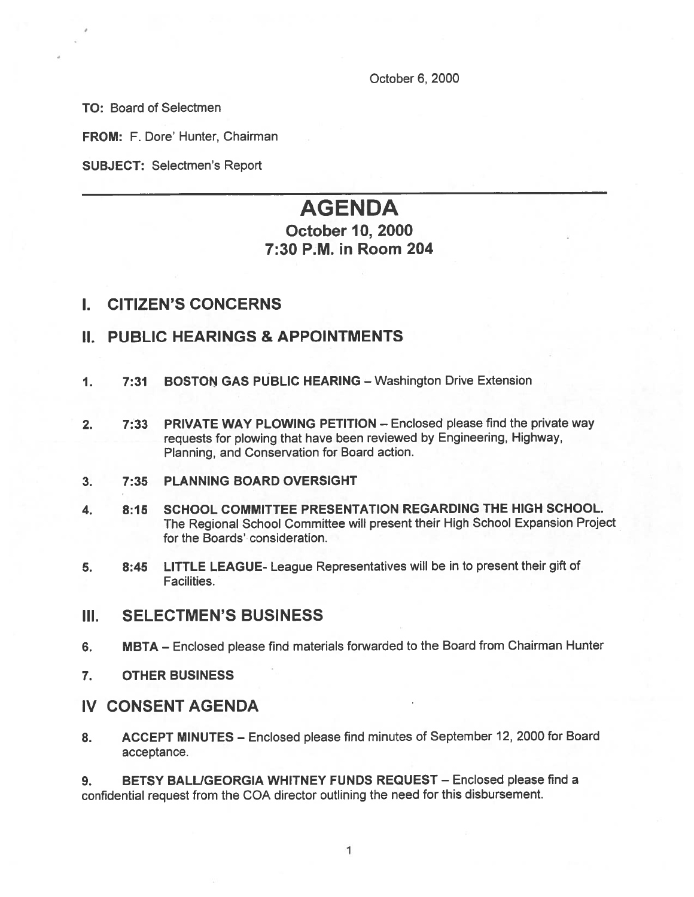October 6, 2000

**TO:** Board of Selectmen

**FROM:** F. Dore' Hunter, Chairman

**SUBJECT:** Selectmen's Report

---

# AGENDA

## October 10, 2000
## 7:30 P.M. in Room 204

## I. CITIZEN'S CONCERNS

## II. PUBLIC HEARINGS & APPOINTMENTS

1. 7:31 **BOSTON GAS PUBLIC HEARING** – Washington Drive Extension

2. 7:33 **PRIVATE WAY PLOWING PETITION** – Enclosed please find the private way requests for plowing that have been reviewed by Engineering, Highway, Planning, and Conservation for Board action.

3. 7:35 **PLANNING BOARD OVERSIGHT**

4. 8:15 **SCHOOL COMMITTEE PRESENTATION REGARDING THE HIGH SCHOOL.** The Regional School Committee will present their High School Expansion Project for the Boards' consideration.

5. 8:45 **LITTLE LEAGUE**- League Representatives will be in to present their gift of Facilities.

## III. SELECTMEN'S BUSINESS

6. **MBTA** – Enclosed please find materials forwarded to the Board from Chairman Hunter

7. **OTHER BUSINESS**

## IV CONSENT AGENDA

8. **ACCEPT MINUTES** – Enclosed please find minutes of September 12, 2000 for Board acceptance.

9. **BETSY BALL/GEORGIA WHITNEY FUNDS REQUEST** – Enclosed please find a confidential request from the COA director outlining the need for this disbursement.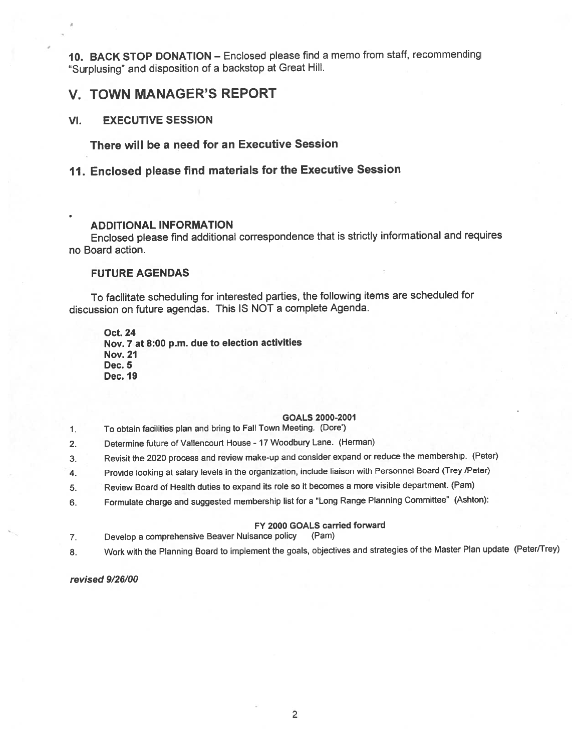**10. BACK STOP DONATION** – Enclosed please find a memo from staff, recommending "Surplusing" and disposition of a backstop at Great Hill.

## V. TOWN MANAGER'S REPORT

### VI. EXECUTIVE SESSION

**There will be a need for an Executive Session**

**11. Enclosed please find materials for the Executive Session**

**ADDITIONAL INFORMATION**

Enclosed please find additional correspondence that is strictly informational and requires no Board action.

**FUTURE AGENDAS**

To facilitate scheduling for interested parties, the following items are scheduled for discussion on future agendas. This IS NOT a complete Agenda.

**Oct. 24**
**Nov. 7 at 8:00 p.m. due to election activities**
**Nov. 21**
**Dec. 5**
**Dec. 19**

**GOALS 2000-2001**

1. To obtain facilities plan and bring to Fall Town Meeting. (Dore')
2. Determine future of Vallencourt House - 17 Woodbury Lane. (Herman)
3. Revisit the 2020 process and review make-up and consider expand or reduce the membership. (Peter)
4. Provide looking at salary levels in the organization, include liaison with Personnel Board (Trey /Peter)
5. Review Board of Health duties to expand its role so it becomes a more visible department. (Pam)
6. Formulate charge and suggested membership list for a "Long Range Planning Committee" (Ashton):

**FY 2000 GOALS carried forward**

7. Develop a comprehensive Beaver Nuisance policy (Pam)
8. Work with the Planning Board to implement the goals, objectives and strategies of the Master Plan update (Peter/Trey)

***revised 9/26/00***